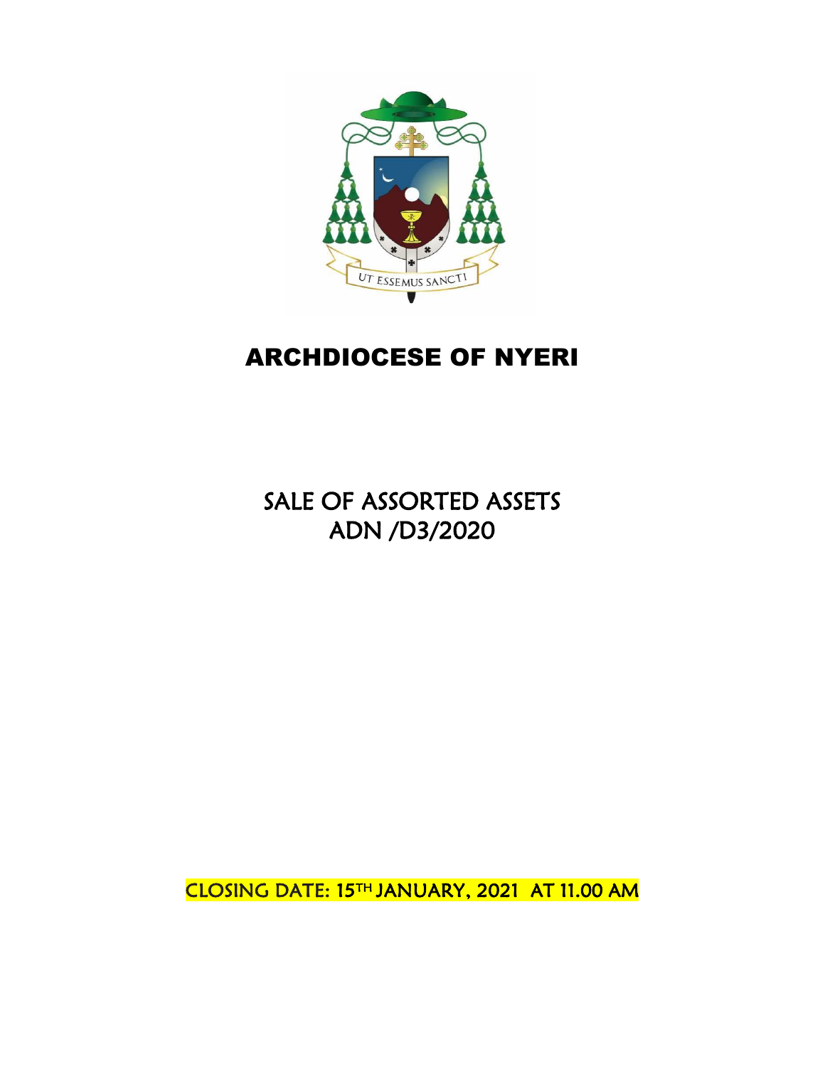UT ESSEMUS SANCTI

# ARCHDIOCESE OF NYERI

## SALE OF ASSORTED ASSETS
## ADN /D3/2020

CLOSING DATE: 15TH JANUARY, 2021 AT 11.00 AM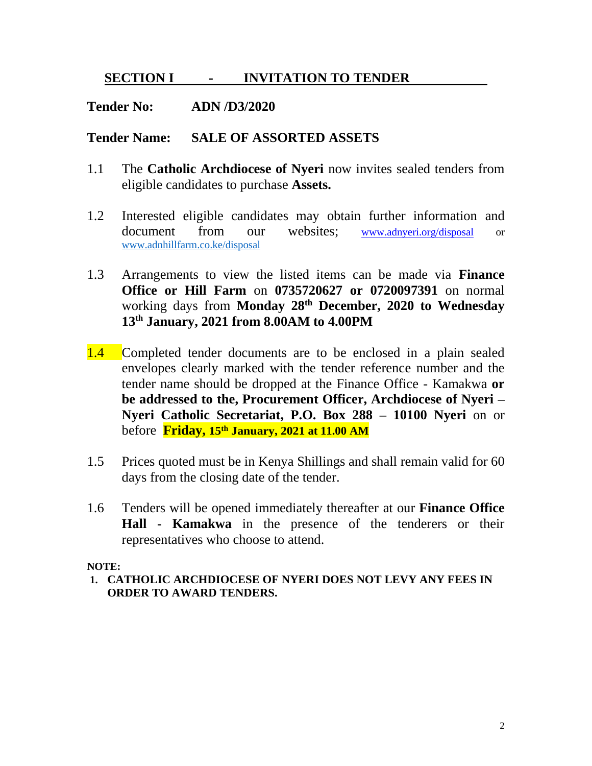## SECTION I - INVITATION TO TENDER

**Tender No:** **ADN /D3/2020**

**Tender Name:** **SALE OF ASSORTED ASSETS**

1.1 The **Catholic Archdiocese of Nyeri** now invites sealed tenders from eligible candidates to purchase **Assets.**

1.2 Interested eligible candidates may obtain further information and document from our websites; www.adnyeri.org/disposal or www.adnhillfarm.co.ke/disposal

1.3 Arrangements to view the listed items can be made via **Finance Office or Hill Farm** on **0735720627 or 0720097391** on normal working days from **Monday 28th December, 2020 to Wednesday 13th January, 2021 from 8.00AM to 4.00PM**

1.4 Completed tender documents are to be enclosed in a plain sealed envelopes clearly marked with the tender reference number and the tender name should be dropped at the Finance Office - Kamakwa **or be addressed to the, Procurement Officer, Archdiocese of Nyeri – Nyeri Catholic Secretariat, P.O. Box 288 – 10100 Nyeri** on or before **Friday, 15th January, 2021 at 11.00 AM**

1.5 Prices quoted must be in Kenya Shillings and shall remain valid for 60 days from the closing date of the tender.

1.6 Tenders will be opened immediately thereafter at our **Finance Office Hall - Kamakwa** in the presence of the tenderers or their representatives who choose to attend.

**NOTE:**

1. **CATHOLIC ARCHDIOCESE OF NYERI DOES NOT LEVY ANY FEES IN ORDER TO AWARD TENDERS.**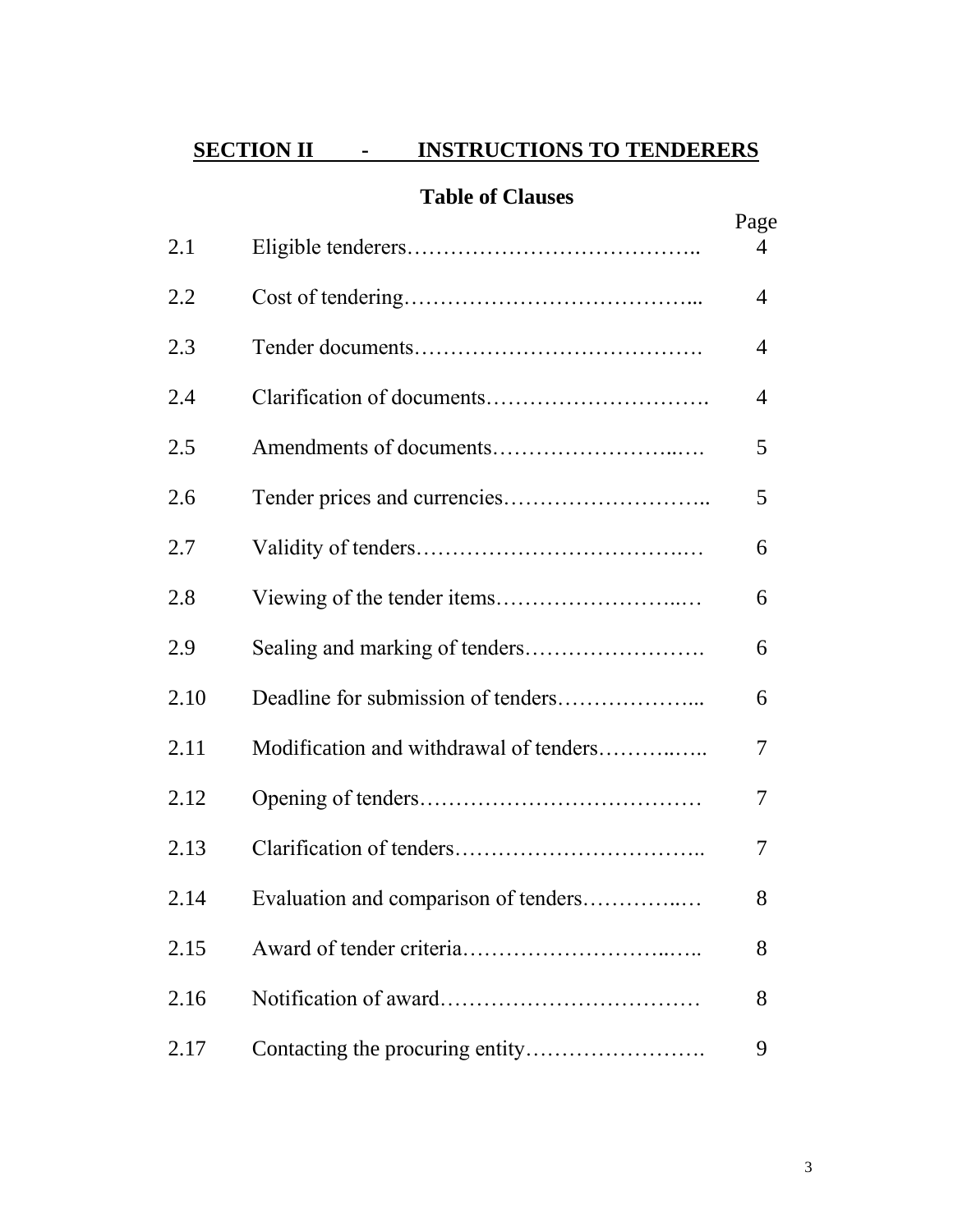## SECTION II - INSTRUCTIONS TO TENDERERS

### Table of Clauses

| | | Page |
|---|---|---|
| 2.1 | Eligible tenderers………………………………….. | 4 |
| 2.2 | Cost of tendering………………………………... | 4 |
| 2.3 | Tender documents…………………………………. | 4 |
| 2.4 | Clarification of documents…………………………. | 4 |
| 2.5 | Amendments of documents……………………..…. | 5 |
| 2.6 | Tender prices and currencies……………………….. | 5 |
| 2.7 | Validity of tenders………………………………..… | 6 |
| 2.8 | Viewing of the tender items……………………...… | 6 |
| 2.9 | Sealing and marking of tenders……………………. | 6 |
| 2.10 | Deadline for submission of tenders………………... | 6 |
| 2.11 | Modification and withdrawal of tenders………..….. | 7 |
| 2.12 | Opening of tenders………………………………… | 7 |
| 2.13 | Clarification of tenders…………………………….. | 7 |
| 2.14 | Evaluation and comparison of tenders…………..… | 8 |
| 2.15 | Award of tender criteria…………………………..….. | 8 |
| 2.16 | Notification of award……………………………… | 8 |
| 2.17 | Contacting the procuring entity……………………. | 9 |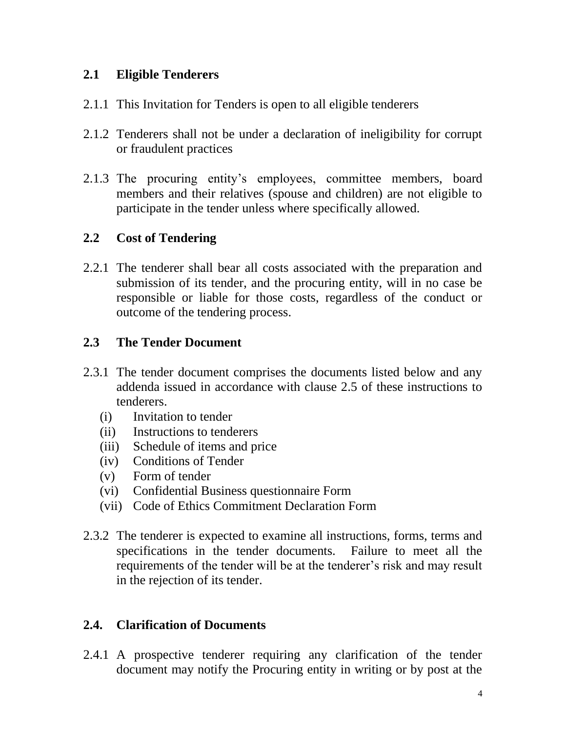## 2.1 Eligible Tenderers

2.1.1 This Invitation for Tenders is open to all eligible tenderers

2.1.2 Tenderers shall not be under a declaration of ineligibility for corrupt or fraudulent practices

2.1.3 The procuring entity's employees, committee members, board members and their relatives (spouse and children) are not eligible to participate in the tender unless where specifically allowed.

## 2.2 Cost of Tendering

2.2.1 The tenderer shall bear all costs associated with the preparation and submission of its tender, and the procuring entity, will in no case be responsible or liable for those costs, regardless of the conduct or outcome of the tendering process.

## 2.3 The Tender Document

2.3.1 The tender document comprises the documents listed below and any addenda issued in accordance with clause 2.5 of these instructions to tenderers.

- (i) Invitation to tender
- (ii) Instructions to tenderers
- (iii) Schedule of items and price
- (iv) Conditions of Tender
- (v) Form of tender
- (vi) Confidential Business questionnaire Form
- (vii) Code of Ethics Commitment Declaration Form

2.3.2 The tenderer is expected to examine all instructions, forms, terms and specifications in the tender documents. Failure to meet all the requirements of the tender will be at the tenderer's risk and may result in the rejection of its tender.

## 2.4. Clarification of Documents

2.4.1 A prospective tenderer requiring any clarification of the tender document may notify the Procuring entity in writing or by post at the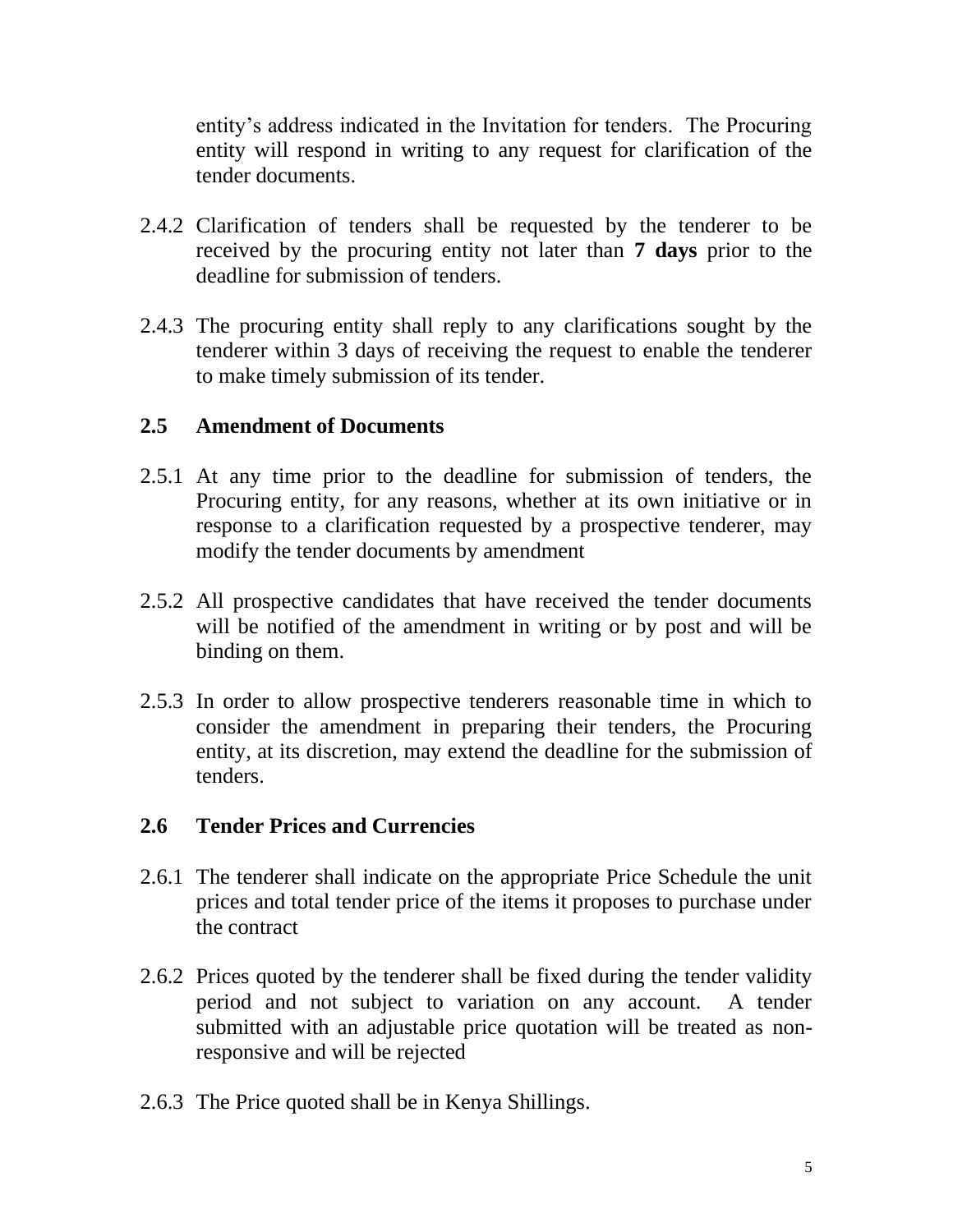entity's address indicated in the Invitation for tenders. The Procuring entity will respond in writing to any request for clarification of the tender documents.

2.4.2 Clarification of tenders shall be requested by the tenderer to be received by the procuring entity not later than **7 days** prior to the deadline for submission of tenders.

2.4.3 The procuring entity shall reply to any clarifications sought by the tenderer within 3 days of receiving the request to enable the tenderer to make timely submission of its tender.

## 2.5 Amendment of Documents

2.5.1 At any time prior to the deadline for submission of tenders, the Procuring entity, for any reasons, whether at its own initiative or in response to a clarification requested by a prospective tenderer, may modify the tender documents by amendment

2.5.2 All prospective candidates that have received the tender documents will be notified of the amendment in writing or by post and will be binding on them.

2.5.3 In order to allow prospective tenderers reasonable time in which to consider the amendment in preparing their tenders, the Procuring entity, at its discretion, may extend the deadline for the submission of tenders.

## 2.6 Tender Prices and Currencies

2.6.1 The tenderer shall indicate on the appropriate Price Schedule the unit prices and total tender price of the items it proposes to purchase under the contract

2.6.2 Prices quoted by the tenderer shall be fixed during the tender validity period and not subject to variation on any account. A tender submitted with an adjustable price quotation will be treated as non-responsive and will be rejected

2.6.3 The Price quoted shall be in Kenya Shillings.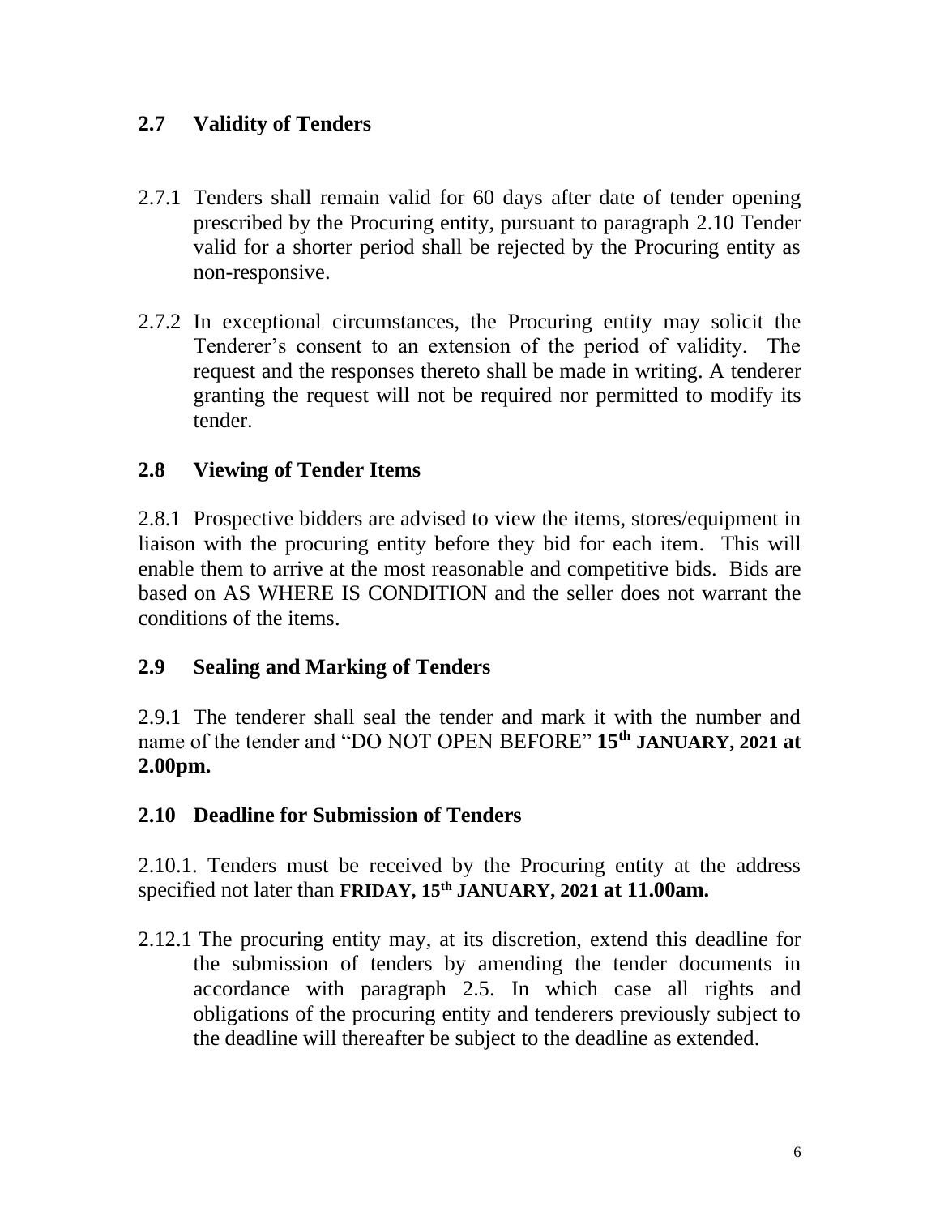## 2.7 Validity of Tenders

2.7.1 Tenders shall remain valid for 60 days after date of tender opening prescribed by the Procuring entity, pursuant to paragraph 2.10 Tender valid for a shorter period shall be rejected by the Procuring entity as non-responsive.

2.7.2 In exceptional circumstances, the Procuring entity may solicit the Tenderer's consent to an extension of the period of validity. The request and the responses thereto shall be made in writing. A tenderer granting the request will not be required nor permitted to modify its tender.

## 2.8 Viewing of Tender Items

2.8.1 Prospective bidders are advised to view the items, stores/equipment in liaison with the procuring entity before they bid for each item. This will enable them to arrive at the most reasonable and competitive bids. Bids are based on AS WHERE IS CONDITION and the seller does not warrant the conditions of the items.

## 2.9 Sealing and Marking of Tenders

2.9.1 The tenderer shall seal the tender and mark it with the number and name of the tender and "DO NOT OPEN BEFORE" **15th JANUARY, 2021 at 2.00pm.**

## 2.10 Deadline for Submission of Tenders

2.10.1. Tenders must be received by the Procuring entity at the address specified not later than **FRIDAY, 15th JANUARY, 2021 at 11.00am.**

2.12.1 The procuring entity may, at its discretion, extend this deadline for the submission of tenders by amending the tender documents in accordance with paragraph 2.5. In which case all rights and obligations of the procuring entity and tenderers previously subject to the deadline will thereafter be subject to the deadline as extended.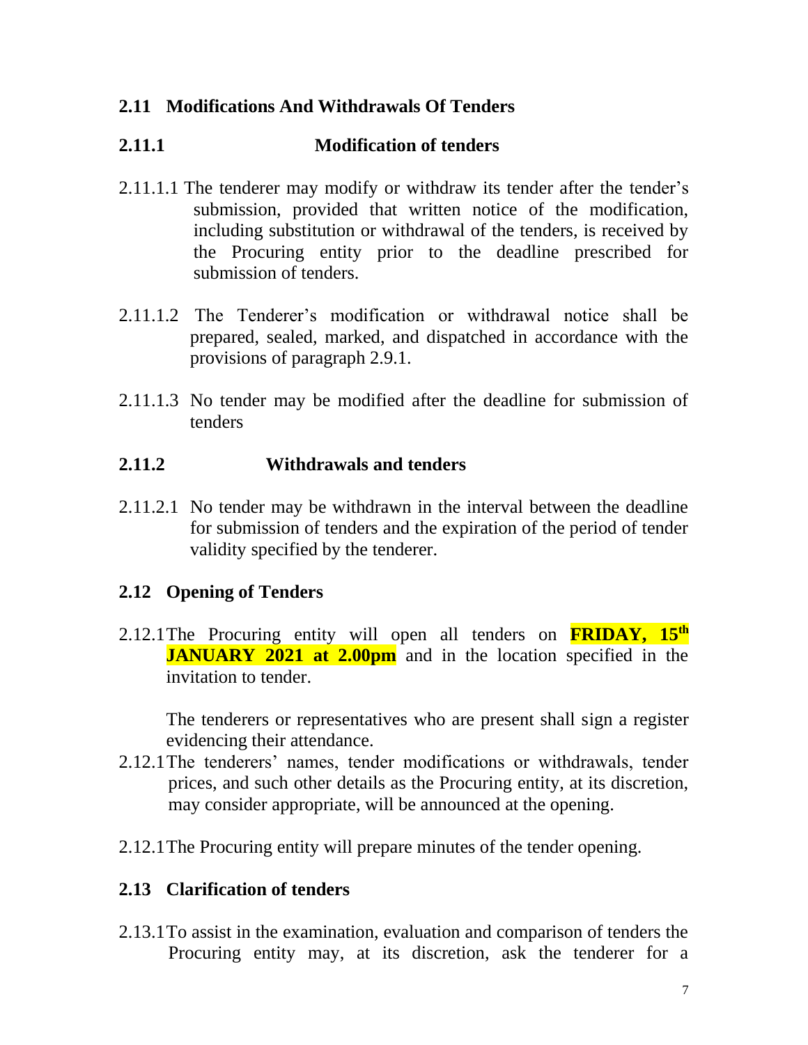## 2.11 Modifications And Withdrawals Of Tenders

### 2.11.1 Modification of tenders

2.11.1.1 The tenderer may modify or withdraw its tender after the tender's submission, provided that written notice of the modification, including substitution or withdrawal of the tenders, is received by the Procuring entity prior to the deadline prescribed for submission of tenders.

2.11.1.2 The Tenderer's modification or withdrawal notice shall be prepared, sealed, marked, and dispatched in accordance with the provisions of paragraph 2.9.1.

2.11.1.3 No tender may be modified after the deadline for submission of tenders

### 2.11.2 Withdrawals and tenders

2.11.2.1 No tender may be withdrawn in the interval between the deadline for submission of tenders and the expiration of the period of tender validity specified by the tenderer.

## 2.12 Opening of Tenders

2.12.1 The Procuring entity will open all tenders on **FRIDAY, 15th JANUARY 2021 at 2.00pm** and in the location specified in the invitation to tender.

The tenderers or representatives who are present shall sign a register evidencing their attendance.

2.12.1 The tenderers' names, tender modifications or withdrawals, tender prices, and such other details as the Procuring entity, at its discretion, may consider appropriate, will be announced at the opening.

2.12.1 The Procuring entity will prepare minutes of the tender opening.

## 2.13 Clarification of tenders

2.13.1 To assist in the examination, evaluation and comparison of tenders the Procuring entity may, at its discretion, ask the tenderer for a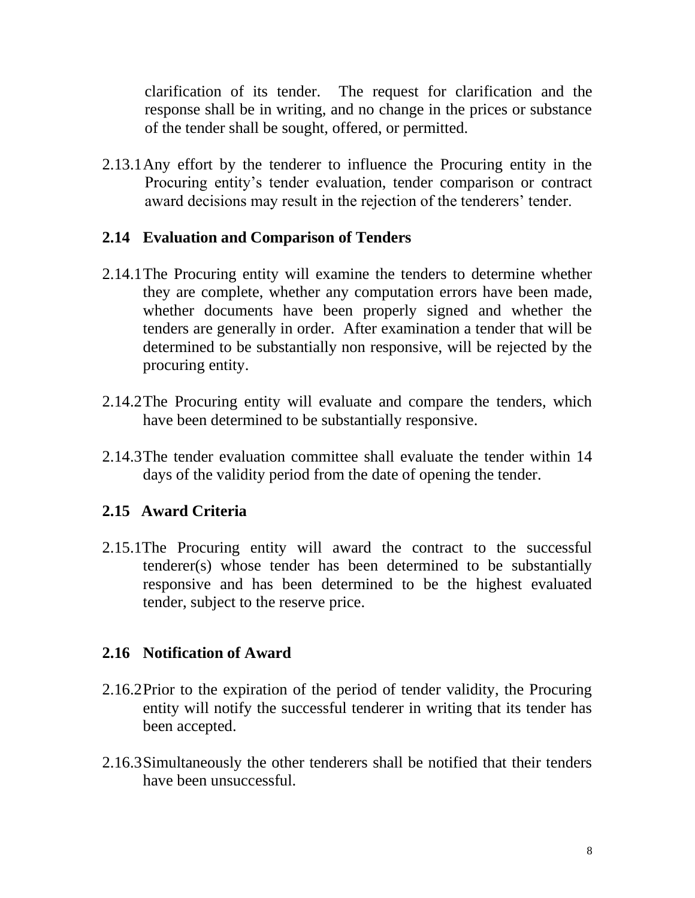clarification of its tender. The request for clarification and the response shall be in writing, and no change in the prices or substance of the tender shall be sought, offered, or permitted.

2.13.1 Any effort by the tenderer to influence the Procuring entity in the Procuring entity's tender evaluation, tender comparison or contract award decisions may result in the rejection of the tenderers' tender.

### 2.14 Evaluation and Comparison of Tenders

2.14.1 The Procuring entity will examine the tenders to determine whether they are complete, whether any computation errors have been made, whether documents have been properly signed and whether the tenders are generally in order. After examination a tender that will be determined to be substantially non responsive, will be rejected by the procuring entity.

2.14.2 The Procuring entity will evaluate and compare the tenders, which have been determined to be substantially responsive.

2.14.3 The tender evaluation committee shall evaluate the tender within 14 days of the validity period from the date of opening the tender.

### 2.15 Award Criteria

2.15.1 The Procuring entity will award the contract to the successful tenderer(s) whose tender has been determined to be substantially responsive and has been determined to be the highest evaluated tender, subject to the reserve price.

### 2.16 Notification of Award

2.16.2 Prior to the expiration of the period of tender validity, the Procuring entity will notify the successful tenderer in writing that its tender has been accepted.

2.16.3 Simultaneously the other tenderers shall be notified that their tenders have been unsuccessful.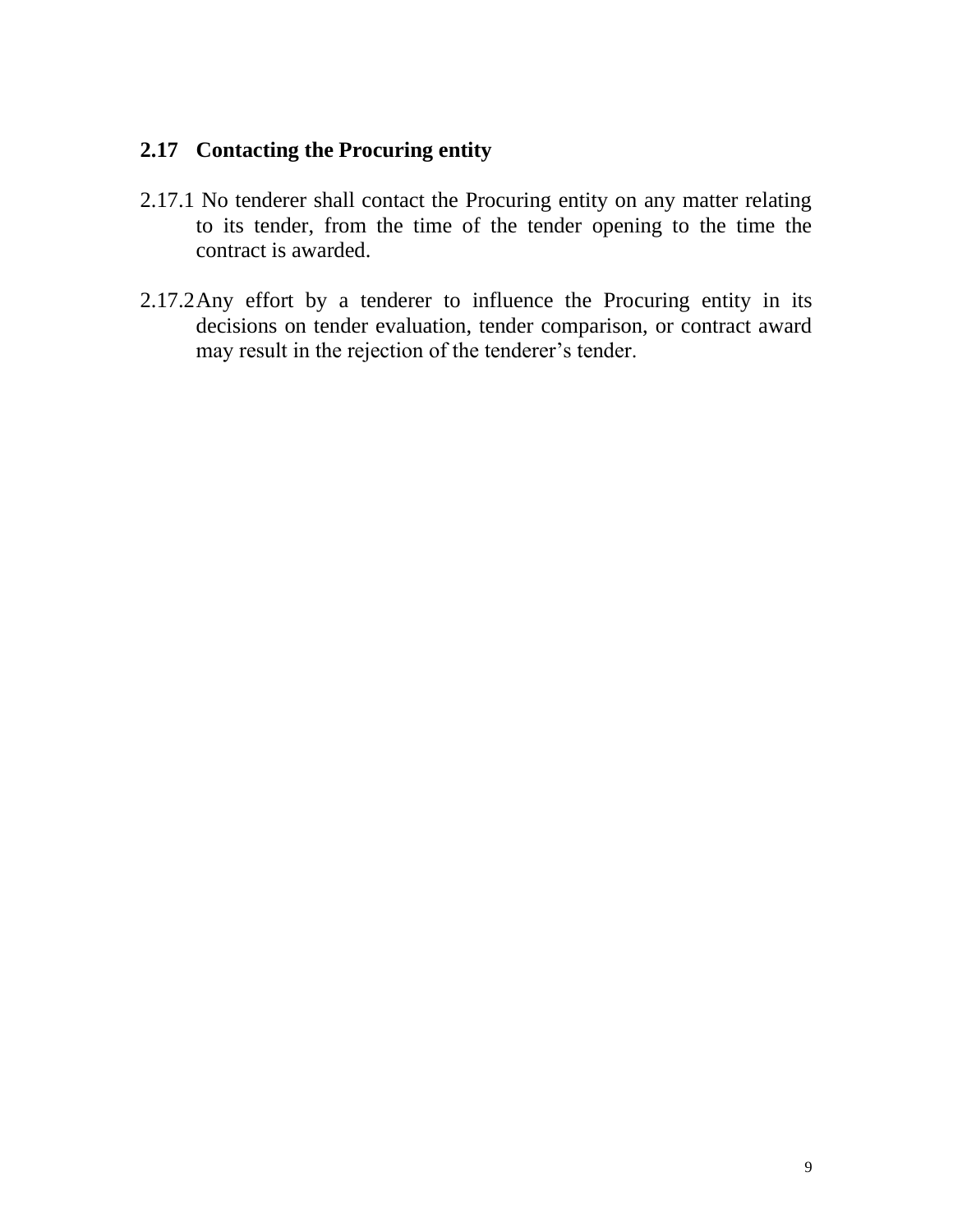## 2.17 Contacting the Procuring entity

2.17.1 No tenderer shall contact the Procuring entity on any matter relating to its tender, from the time of the tender opening to the time the contract is awarded.

2.17.2 Any effort by a tenderer to influence the Procuring entity in its decisions on tender evaluation, tender comparison, or contract award may result in the rejection of the tenderer's tender.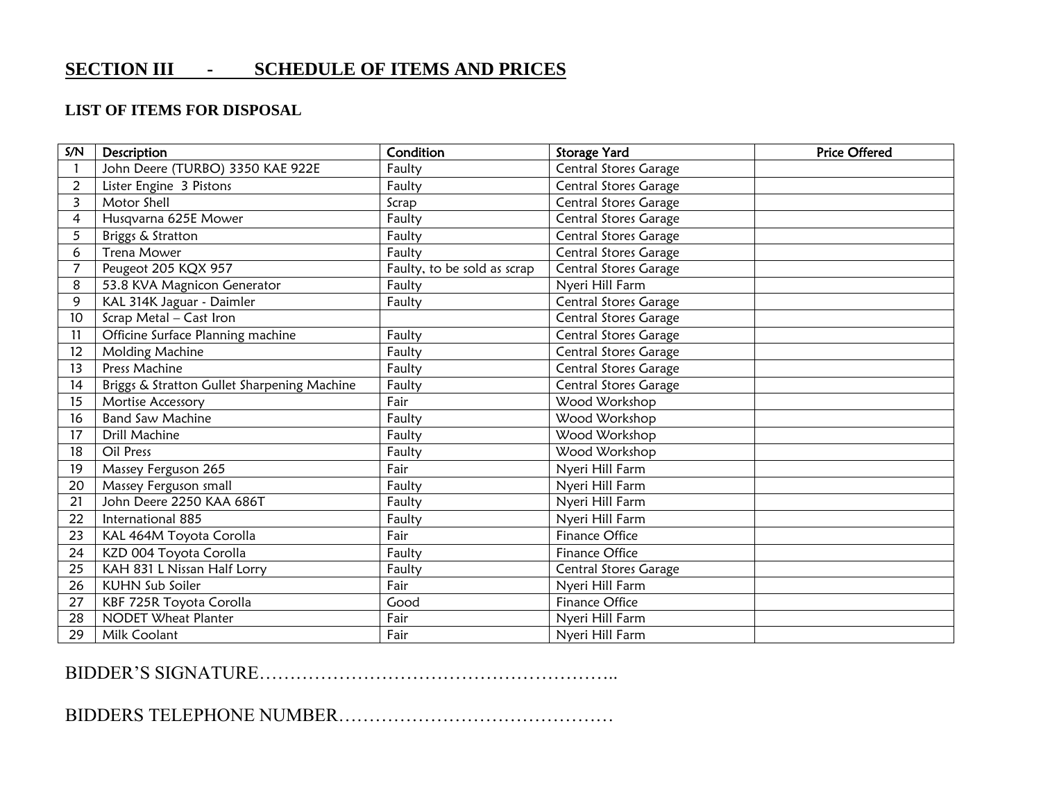## SECTION III - SCHEDULE OF ITEMS AND PRICES

### LIST OF ITEMS FOR DISPOSAL

| S/N | Description | Condition | Storage Yard | Price Offered |
|---|---|---|---|---|
| 1 | John Deere (TURBO) 3350 KAE 922E | Faulty | Central Stores Garage | |
| 2 | Lister Engine 3 Pistons | Faulty | Central Stores Garage | |
| 3 | Motor Shell | Scrap | Central Stores Garage | |
| 4 | Husqvarna 625E Mower | Faulty | Central Stores Garage | |
| 5 | Briggs & Stratton | Faulty | Central Stores Garage | |
| 6 | Trena Mower | Faulty | Central Stores Garage | |
| 7 | Peugeot 205 KQX 957 | Faulty, to be sold as scrap | Central Stores Garage | |
| 8 | 53.8 KVA Magnicon Generator | Faulty | Nyeri Hill Farm | |
| 9 | KAL 314K Jaguar - Daimler | Faulty | Central Stores Garage | |
| 10 | Scrap Metal – Cast Iron | | Central Stores Garage | |
| 11 | Officine Surface Planning machine | Faulty | Central Stores Garage | |
| 12 | Molding Machine | Faulty | Central Stores Garage | |
| 13 | Press Machine | Faulty | Central Stores Garage | |
| 14 | Briggs & Stratton Gullet Sharpening Machine | Faulty | Central Stores Garage | |
| 15 | Mortise Accessory | Fair | Wood Workshop | |
| 16 | Band Saw Machine | Faulty | Wood Workshop | |
| 17 | Drill Machine | Faulty | Wood Workshop | |
| 18 | Oil Press | Faulty | Wood Workshop | |
| 19 | Massey Ferguson 265 | Fair | Nyeri Hill Farm | |
| 20 | Massey Ferguson small | Faulty | Nyeri Hill Farm | |
| 21 | John Deere 2250 KAA 686T | Faulty | Nyeri Hill Farm | |
| 22 | International 885 | Faulty | Nyeri Hill Farm | |
| 23 | KAL 464M Toyota Corolla | Fair | Finance Office | |
| 24 | KZD 004 Toyota Corolla | Faulty | Finance Office | |
| 25 | KAH 831 L Nissan Half Lorry | Faulty | Central Stores Garage | |
| 26 | KUHN Sub Soiler | Fair | Nyeri Hill Farm | |
| 27 | KBF 725R Toyota Corolla | Good | Finance Office | |
| 28 | NODET Wheat Planter | Fair | Nyeri Hill Farm | |
| 29 | Milk Coolant | Fair | Nyeri Hill Farm | |

BIDDER'S SIGNATURE…………………………………………………..

BIDDERS TELEPHONE NUMBER………………………………………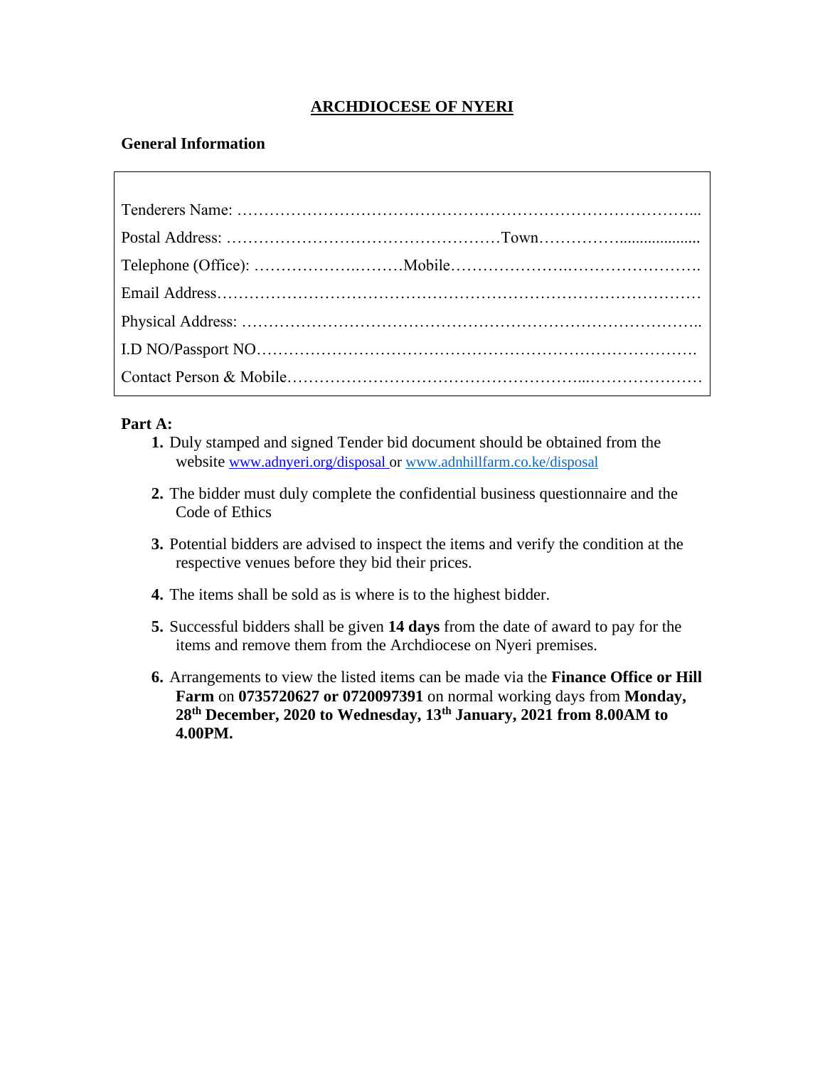## ARCHDIOCESE OF NYERI

**General Information**

Tenderers Name: …………………………………………………………………………...

Postal Address: ……………………………………………Town……………...................

Telephone (Office): ……………….………Mobile……………………………………….

Email Address………………………………………………………………………………

Physical Address: …………………………………………………………………………..

I.D NO/Passport NO……………………………………………………………………….

Contact Person & Mobile…………………………………………...…………………

**Part A:**

1. Duly stamped and signed Tender bid document should be obtained from the website www.adnyeri.org/disposal or www.adnhillfarm.co.ke/disposal
2. The bidder must duly complete the confidential business questionnaire and the Code of Ethics
3. Potential bidders are advised to inspect the items and verify the condition at the respective venues before they bid their prices.
4. The items shall be sold as is where is to the highest bidder.
5. Successful bidders shall be given **14 days** from the date of award to pay for the items and remove them from the Archdiocese on Nyeri premises.
6. Arrangements to view the listed items can be made via the **Finance Office or Hill Farm** on **0735720627 or 0720097391** on normal working days from **Monday, 28th December, 2020 to Wednesday, 13th January, 2021 from 8.00AM to 4.00PM.**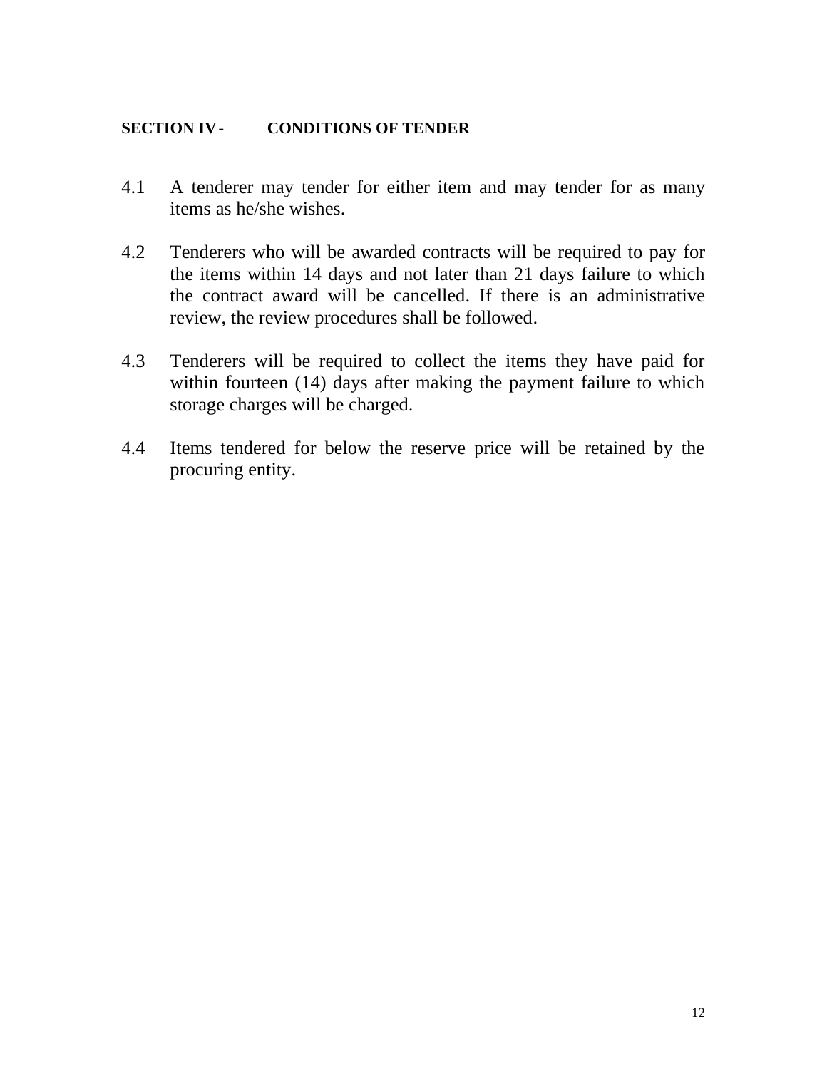## SECTION IV - CONDITIONS OF TENDER

4.1 A tenderer may tender for either item and may tender for as many items as he/she wishes.

4.2 Tenderers who will be awarded contracts will be required to pay for the items within 14 days and not later than 21 days failure to which the contract award will be cancelled. If there is an administrative review, the review procedures shall be followed.

4.3 Tenderers will be required to collect the items they have paid for within fourteen (14) days after making the payment failure to which storage charges will be charged.

4.4 Items tendered for below the reserve price will be retained by the procuring entity.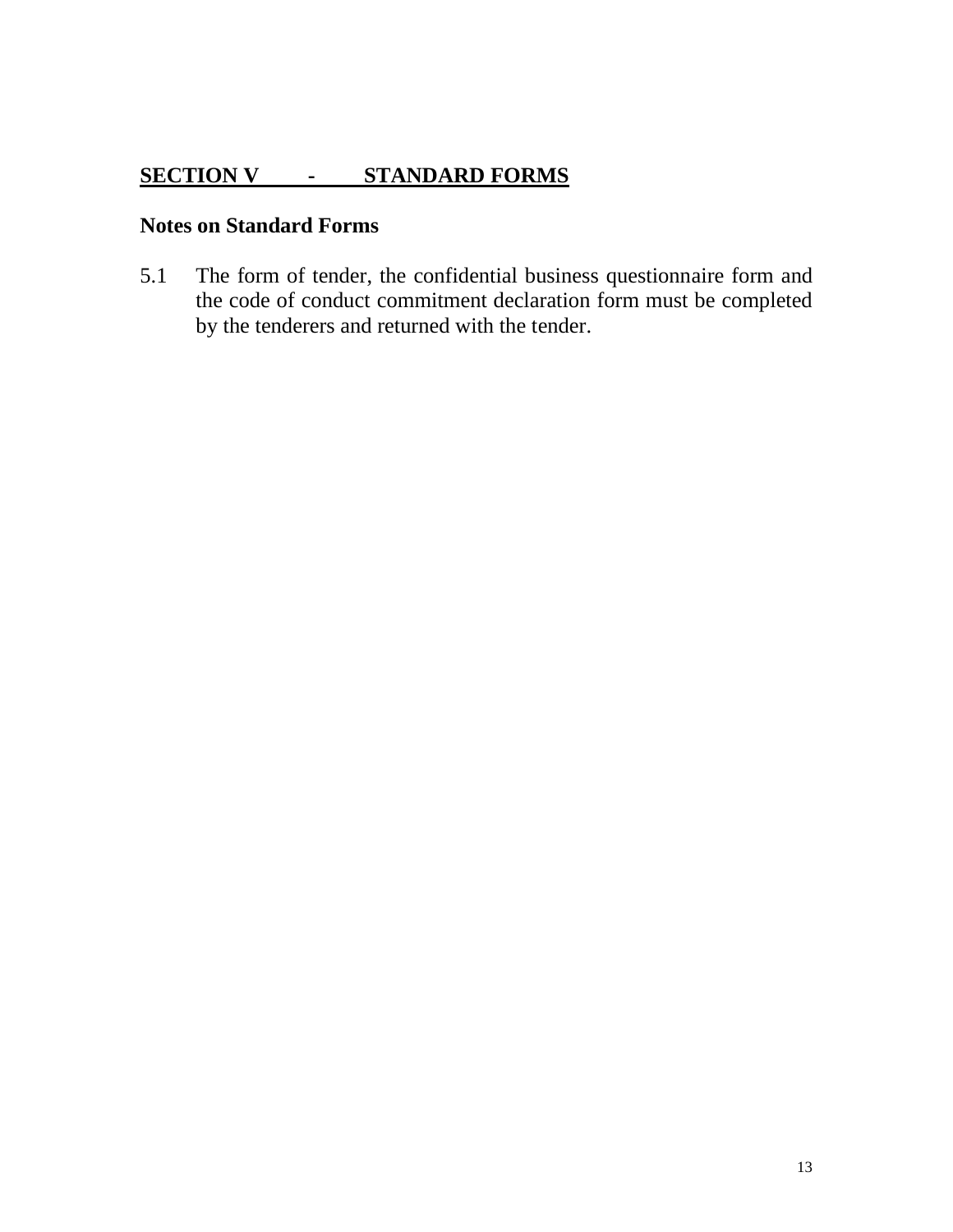## SECTION V - STANDARD FORMS

### Notes on Standard Forms

5.1 The form of tender, the confidential business questionnaire form and the code of conduct commitment declaration form must be completed by the tenderers and returned with the tender.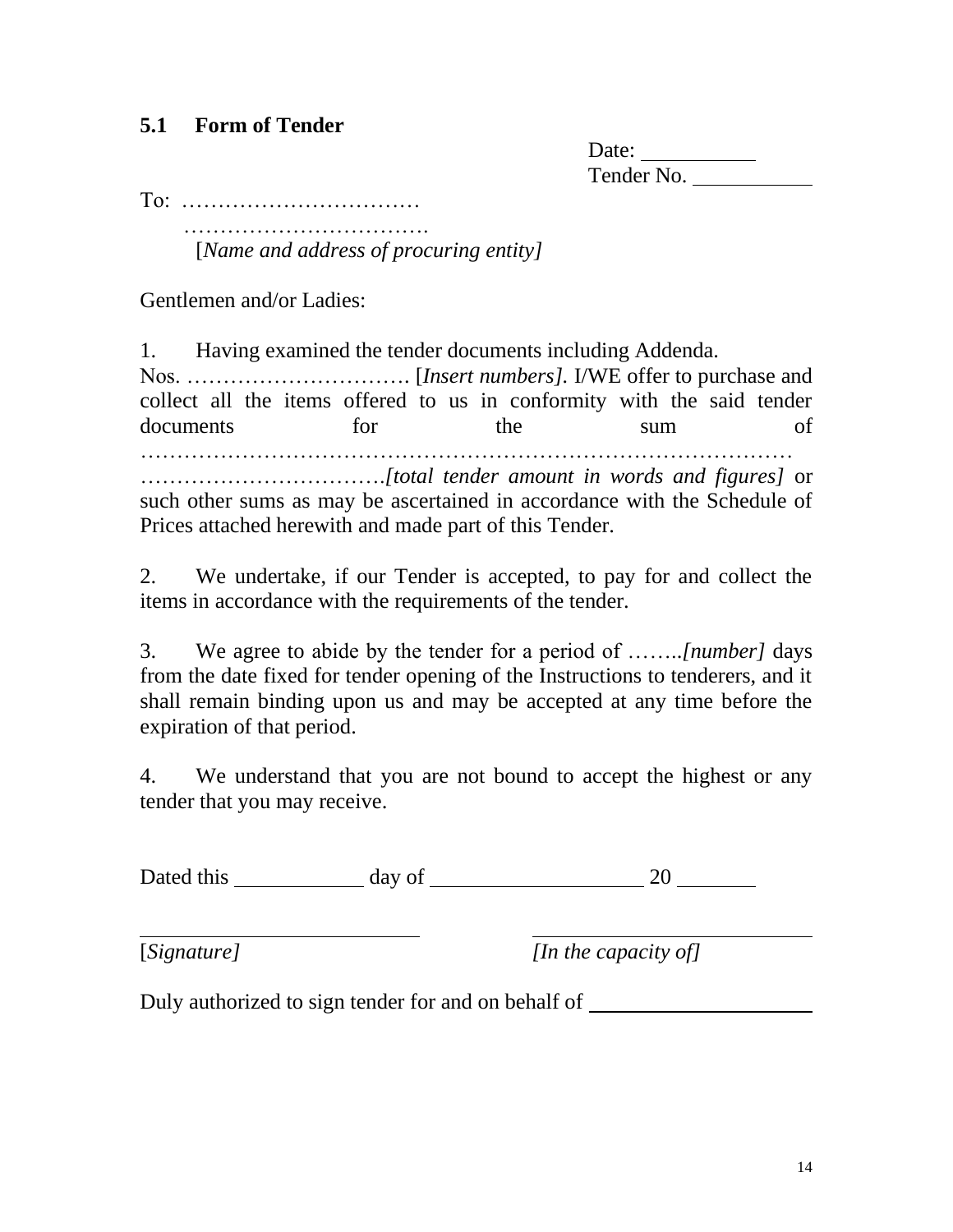## 5.1 Form of Tender

Date: \_\_\_\_\_\_\_\_\_\_\_
Tender No. \_\_\_\_\_\_\_\_\_\_\_

To: ……………………………
…………………………….
[*Name and address of procuring entity]*

Gentlemen and/or Ladies:

1. Having examined the tender documents including Addenda. Nos. …………………………. [*Insert numbers].* I/WE offer to purchase and collect all the items offered to us in conformity with the said tender documents for the sum of ……………………………………………………………………………… …………………………….*[total tender amount in words and figures]* or such other sums as may be ascertained in accordance with the Schedule of Prices attached herewith and made part of this Tender.

2. We undertake, if our Tender is accepted, to pay for and collect the items in accordance with the requirements of the tender.

3. We agree to abide by the tender for a period of ……..*[number]* days from the date fixed for tender opening of the Instructions to tenderers, and it shall remain binding upon us and may be accepted at any time before the expiration of that period.

4. We understand that you are not bound to accept the highest or any tender that you may receive.

Dated this \_\_\_\_\_\_\_\_\_\_\_\_ day of \_\_\_\_\_\_\_\_\_\_\_\_\_\_\_\_\_\_\_\_ 20 \_\_\_\_\_\_\_\_

\_\_\_\_\_\_\_\_\_\_\_\_\_\_\_\_\_\_\_\_\_\_\_\_\_\_\_\_ \_\_\_\_\_\_\_\_\_\_\_\_\_\_\_\_\_\_\_\_\_\_\_\_\_\_\_\_
[*Signature]* *[In the capacity of]*

Duly authorized to sign tender for and on behalf of \_\_\_\_\_\_\_\_\_\_\_\_\_\_\_\_\_\_\_\_\_\_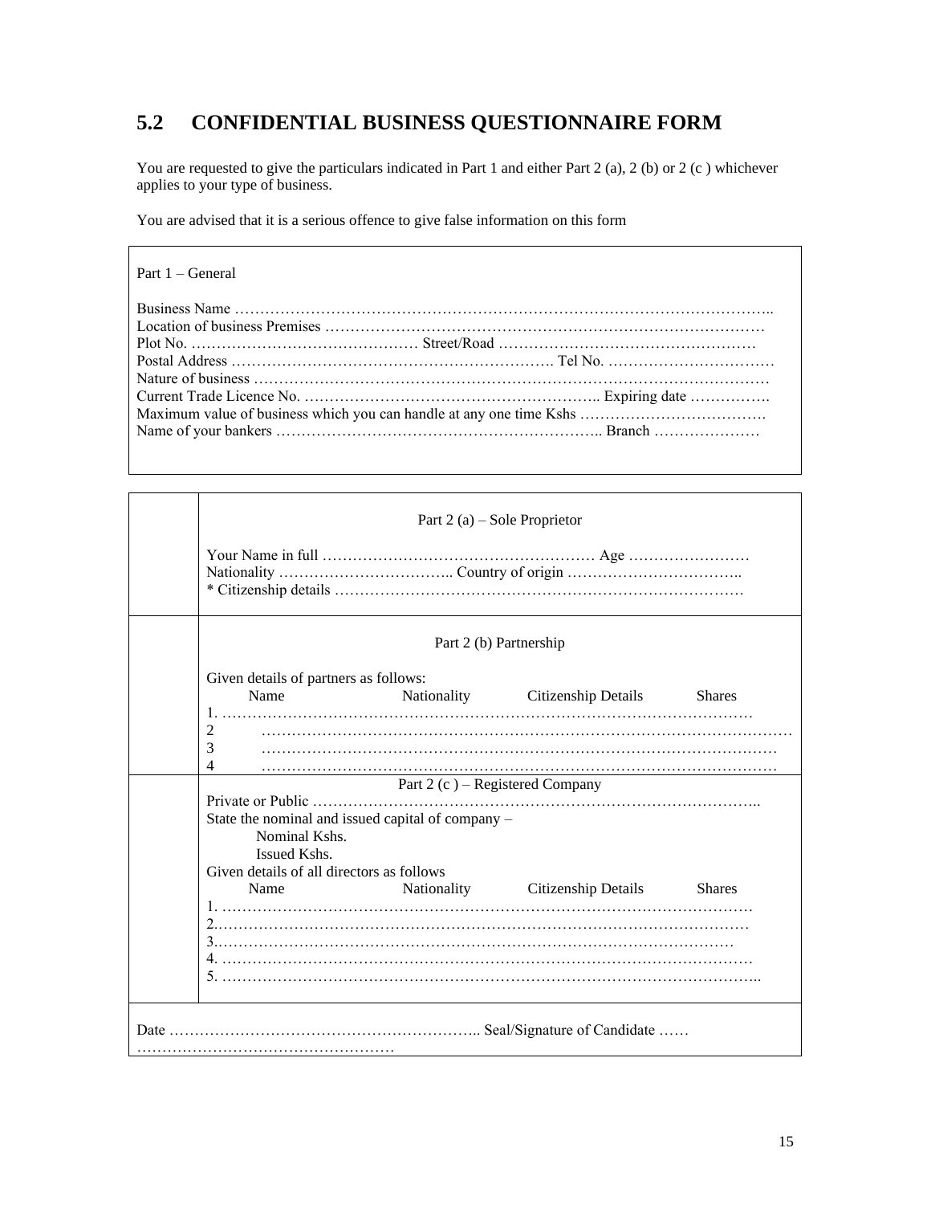## 5.2 CONFIDENTIAL BUSINESS QUESTIONNAIRE FORM

You are requested to give the particulars indicated in Part 1 and either Part 2 (a), 2 (b) or 2 (c ) whichever applies to your type of business.

You are advised that it is a serious offence to give false information on this form

Part 1 – General

Business Name ………………………………………………………………………………………..
Location of business Premises ……………………………………………………………………………
Plot No. ……………………………………… Street/Road ……………………………………………
Postal Address ………………………………………………………. Tel No. ……………………………
Nature of business …………………………………………………………………………………………
Current Trade Licence No. ………………………………………………….. Expiring date …………….
Maximum value of business which you can handle at any one time Kshs ……………………………….
Name of your bankers ……………………………………………………….. Branch …………………

Part 2 (a) – Sole Proprietor

Your Name in full ………………………………………………. Age ……………………
Nationality …………………………….. Country of origin ……………………………..
* Citizenship details ………………………………………………………………………

Part 2 (b) Partnership

Given details of partners as follows:

| Name | Nationality | Citizenship Details | Shares |
|---|---|---|---|
| 1. ………… | | | |
| 2 ………… | | | |
| 3 ………… | | | |
| 4 ………… | | | |

Part 2 (c ) – Registered Company

Private or Public ……………………………………………………………………………..
State the nominal and issued capital of company –
Nominal Kshs.
Issued Kshs.
Given details of all directors as follows

| Name | Nationality | Citizenship Details | Shares |
|---|---|---|---|
| 1. ………… | | | |
| 2. ………… | | | |
| 3. ………… | | | |
| 4. ………… | | | |
| 5. ………… | | | |

Date …………………………………………………….. Seal/Signature of Candidate ……
……………………………………………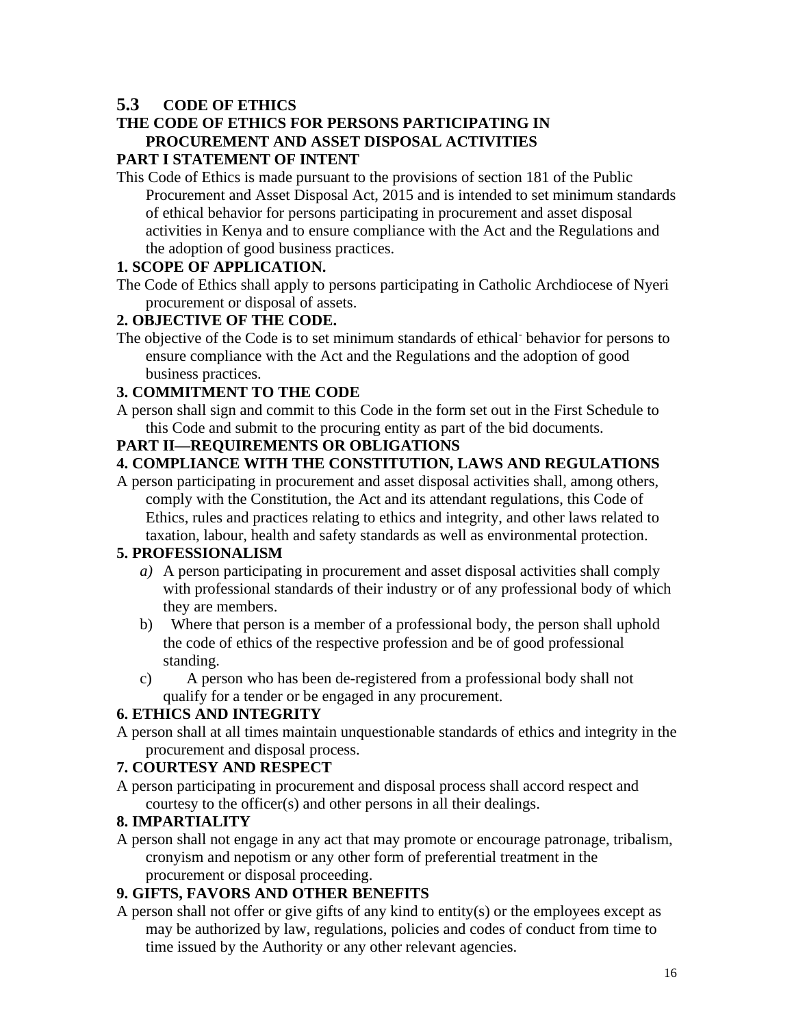## 5.3 CODE OF ETHICS

### THE CODE OF ETHICS FOR PERSONS PARTICIPATING IN PROCUREMENT AND ASSET DISPOSAL ACTIVITIES

### PART I STATEMENT OF INTENT

This Code of Ethics is made pursuant to the provisions of section 181 of the Public Procurement and Asset Disposal Act, 2015 and is intended to set minimum standards of ethical behavior for persons participating in procurement and asset disposal activities in Kenya and to ensure compliance with the Act and the Regulations and the adoption of good business practices.

### 1. SCOPE OF APPLICATION.

The Code of Ethics shall apply to persons participating in Catholic Archdiocese of Nyeri procurement or disposal of assets.

### 2. OBJECTIVE OF THE CODE.

The objective of the Code is to set minimum standards of ethical- behavior for persons to ensure compliance with the Act and the Regulations and the adoption of good business practices.

### 3. COMMITMENT TO THE CODE

A person shall sign and commit to this Code in the form set out in the First Schedule to this Code and submit to the procuring entity as part of the bid documents.

### PART II—REQUIREMENTS OR OBLIGATIONS

### 4. COMPLIANCE WITH THE CONSTITUTION, LAWS AND REGULATIONS

A person participating in procurement and asset disposal activities shall, among others, comply with the Constitution, the Act and its attendant regulations, this Code of Ethics, rules and practices relating to ethics and integrity, and other laws related to taxation, labour, health and safety standards as well as environmental protection.

### 5. PROFESSIONALISM

*a)* A person participating in procurement and asset disposal activities shall comply with professional standards of their industry or of any professional body of which they are members.

b) Where that person is a member of a professional body, the person shall uphold the code of ethics of the respective profession and be of good professional standing.

c) A person who has been de-registered from a professional body shall not qualify for a tender or be engaged in any procurement.

### 6. ETHICS AND INTEGRITY

A person shall at all times maintain unquestionable standards of ethics and integrity in the procurement and disposal process.

### 7. COURTESY AND RESPECT

A person participating in procurement and disposal process shall accord respect and courtesy to the officer(s) and other persons in all their dealings.

### 8. IMPARTIALITY

A person shall not engage in any act that may promote or encourage patronage, tribalism, cronyism and nepotism or any other form of preferential treatment in the procurement or disposal proceeding.

### 9. GIFTS, FAVORS AND OTHER BENEFITS

A person shall not offer or give gifts of any kind to entity(s) or the employees except as may be authorized by law, regulations, policies and codes of conduct from time to time issued by the Authority or any other relevant agencies.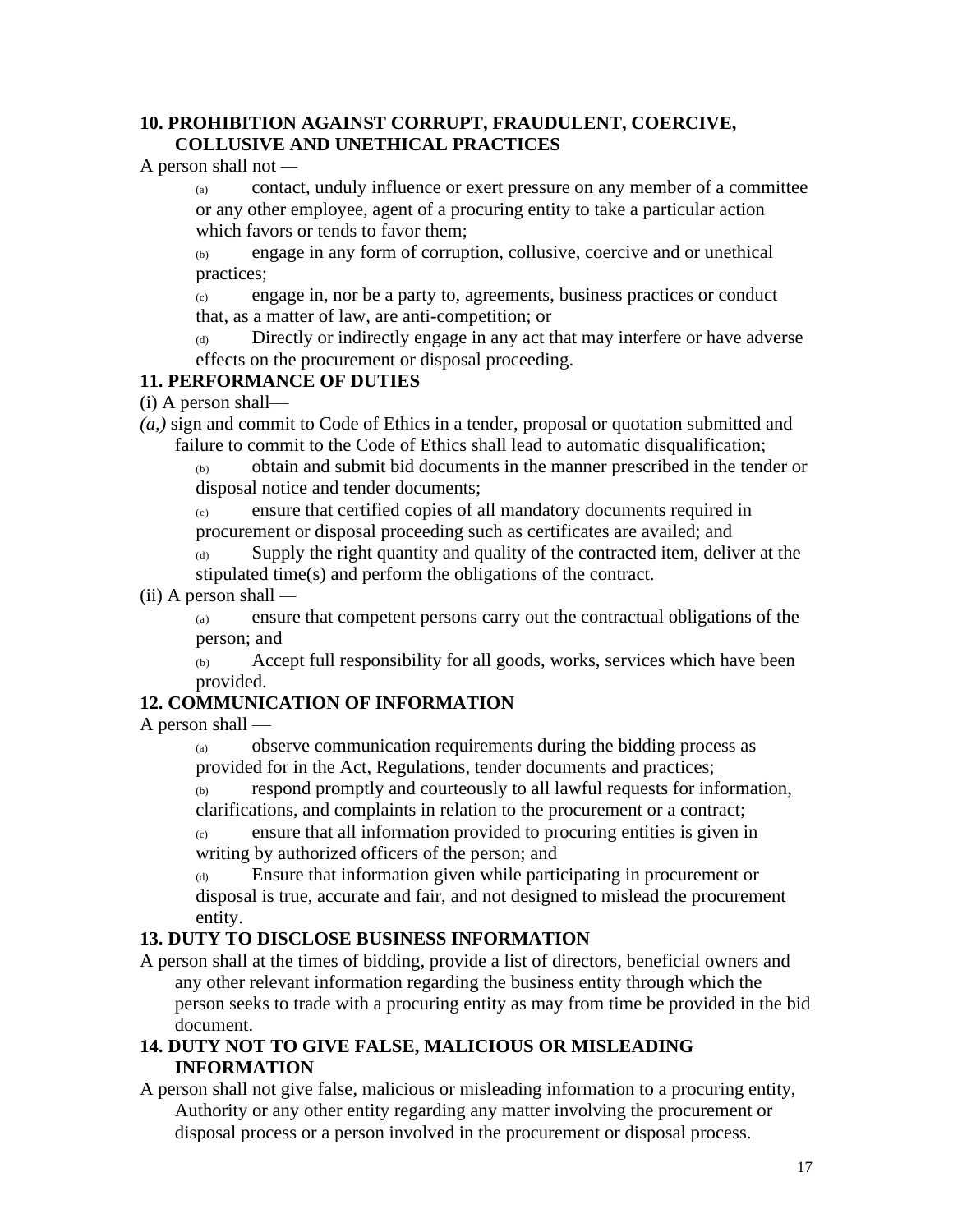**10. PROHIBITION AGAINST CORRUPT, FRAUDULENT, COERCIVE, COLLUSIVE AND UNETHICAL PRACTICES**

A person shall not —

(a) contact, unduly influence or exert pressure on any member of a committee or any other employee, agent of a procuring entity to take a particular action which favors or tends to favor them;

(b) engage in any form of corruption, collusive, coercive and or unethical practices;

(c) engage in, nor be a party to, agreements, business practices or conduct that, as a matter of law, are anti-competition; or

(d) Directly or indirectly engage in any act that may interfere or have adverse effects on the procurement or disposal proceeding.

**11. PERFORMANCE OF DUTIES**

(i) A person shall—

*(a,)* sign and commit to Code of Ethics in a tender, proposal or quotation submitted and failure to commit to the Code of Ethics shall lead to automatic disqualification;

(b) obtain and submit bid documents in the manner prescribed in the tender or disposal notice and tender documents;

(c) ensure that certified copies of all mandatory documents required in procurement or disposal proceeding such as certificates are availed; and

(d) Supply the right quantity and quality of the contracted item, deliver at the stipulated time(s) and perform the obligations of the contract.

(ii) A person shall —

(a) ensure that competent persons carry out the contractual obligations of the person; and

(b) Accept full responsibility for all goods, works, services which have been provided.

**12. COMMUNICATION OF INFORMATION**

A person shall —

(a) observe communication requirements during the bidding process as provided for in the Act, Regulations, tender documents and practices;

(b) respond promptly and courteously to all lawful requests for information, clarifications, and complaints in relation to the procurement or a contract;

(c) ensure that all information provided to procuring entities is given in writing by authorized officers of the person; and

(d) Ensure that information given while participating in procurement or disposal is true, accurate and fair, and not designed to mislead the procurement entity.

**13. DUTY TO DISCLOSE BUSINESS INFORMATION**

A person shall at the times of bidding, provide a list of directors, beneficial owners and any other relevant information regarding the business entity through which the person seeks to trade with a procuring entity as may from time be provided in the bid document.

**14. DUTY NOT TO GIVE FALSE, MALICIOUS OR MISLEADING INFORMATION**

A person shall not give false, malicious or misleading information to a procuring entity, Authority or any other entity regarding any matter involving the procurement or disposal process or a person involved in the procurement or disposal process.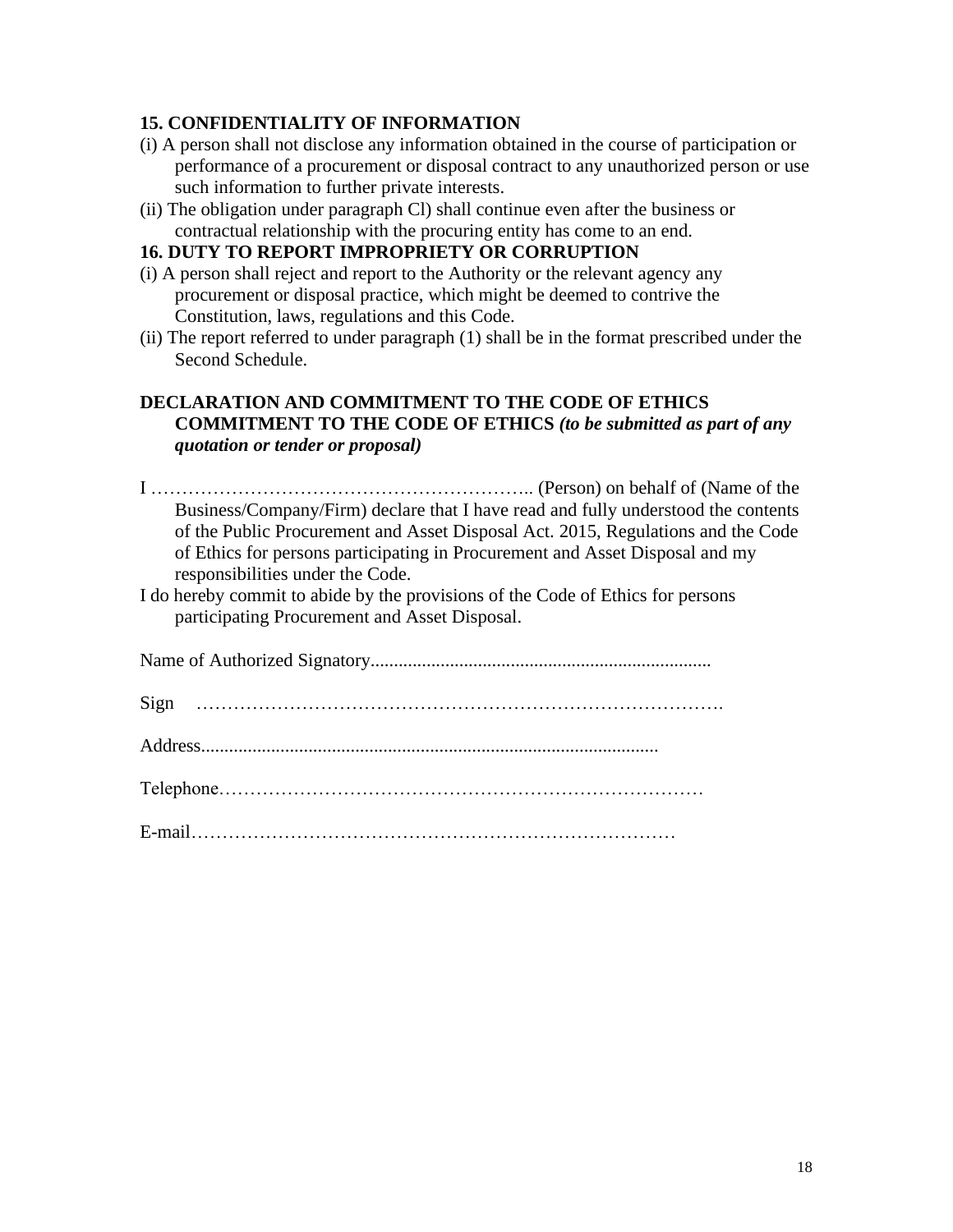**15. CONFIDENTIALITY OF INFORMATION**

(i) A person shall not disclose any information obtained in the course of participation or performance of a procurement or disposal contract to any unauthorized person or use such information to further private interests.

(ii) The obligation under paragraph Cl) shall continue even after the business or contractual relationship with the procuring entity has come to an end.

**16. DUTY TO REPORT IMPROPRIETY OR CORRUPTION**

(i) A person shall reject and report to the Authority or the relevant agency any procurement or disposal practice, which might be deemed to contrive the Constitution, laws, regulations and this Code.

(ii) The report referred to under paragraph (1) shall be in the format prescribed under the Second Schedule.

**DECLARATION AND COMMITMENT TO THE CODE OF ETHICS COMMITMENT TO THE CODE OF ETHICS** ***(to be submitted as part of any quotation or tender or proposal)***

I …………………………………………………….. (Person) on behalf of (Name of the Business/Company/Firm) declare that I have read and fully understood the contents of the Public Procurement and Asset Disposal Act. 2015, Regulations and the Code of Ethics for persons participating in Procurement and Asset Disposal and my responsibilities under the Code.

I do hereby commit to abide by the provisions of the Code of Ethics for persons participating Procurement and Asset Disposal.

Name of Authorized Signatory.........................................................................

Sign ……………………………………………………………………….

Address.................................................................................................

Telephone……………………………………………………………………

E-mail……………………………………………………………………